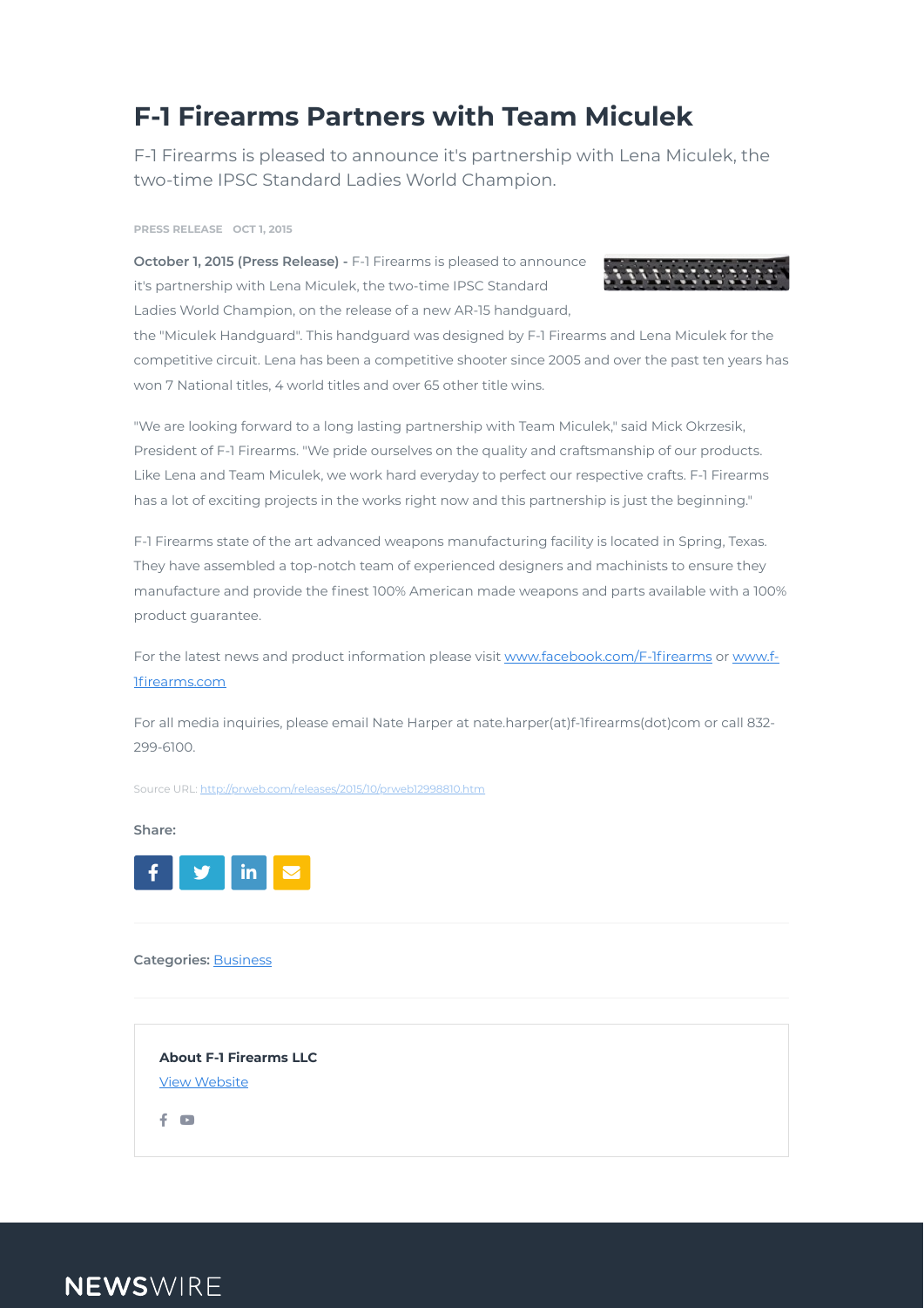# F-1 Firearms Partners with Team Miculek

F-1 Firearms is pleased to announce it's partnership with Lena Miculek, the two-time IPSC Standard Ladies World Champion.

PRESS RELEASE OCT 1, 2015

**October 1, 2015 (Press Release) -** F-1 Firearms is pleased to announce it's partnership with Lena Miculek, the two-time IPSC Standard Ladies World Champion, on the release of a new AR-15 handguard, the "Miculek Handguard". This handguard was designed by F-1 Firearms and Lena Miculek for the competitive circuit. Lena has been a competitive shooter since 2005 and over the past ten years has won 7 National titles, 4 world titles and over 65 other title wins.

"We are looking forward to a long lasting partnership with Team Miculek," said Mick Okrzesik, President of F-1 Firearms. "We pride ourselves on the quality and craftsmanship of our products. Like Lena and Team Miculek, we work hard everyday to perfect our respective crafts. F-1 Firearms has a lot of exciting projects in the works right now and this partnership is just the beginning."

F-1 Firearms state of the art advanced weapons manufacturing facility is located in Spring, Texas. They have assembled a top-notch team of experienced designers and machinists to ensure they manufacture and provide the finest 100% American made weapons and parts available with a 100% product guarantee.

For the latest news and product information please visit [www.facebook.com/F-1firearms](www.facebook.com/F-1firearms) or [www.f-1firearms.com](www.f-1firearms.com)

For all media inquiries, please email Nate Harper at nate.harper(at)f-1firearms(dot)com or call 832-299-6100.

Source URL: [http://prweb.com/releases/2015/10/prweb12998810.htm](http://prweb.com/releases/2015/10/prweb12998810.htm)

**Share:**

**Categories:** Business

**About F-1 Firearms LLC**

View Website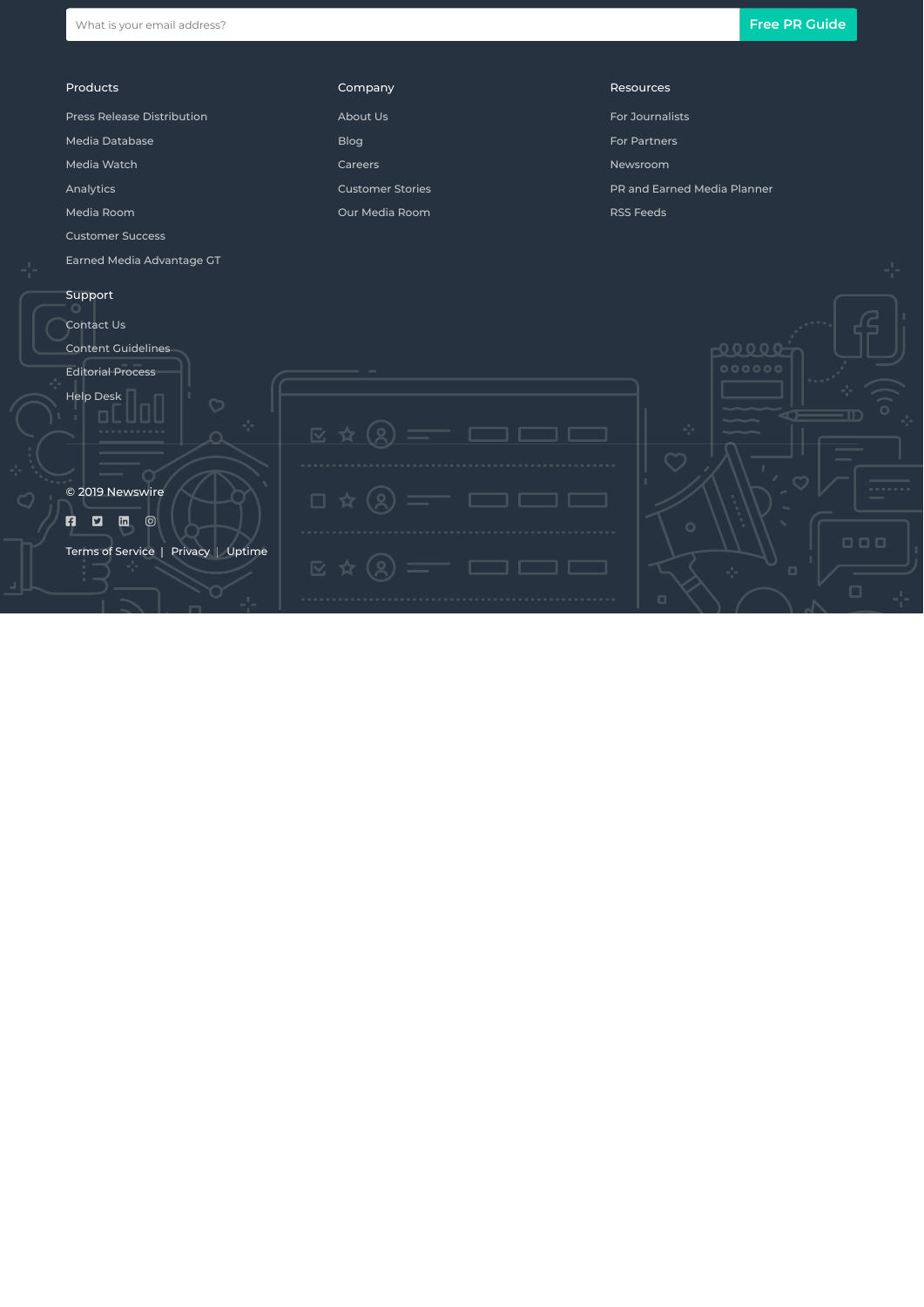What is your email address?

Free PR Guide

### Products

- Press Release Distribution
- Media Database
- Media Watch
- Analytics
- Media Room
- Customer Success
- Earned Media Advantage GT

### Company

- About Us
- Blog
- Careers
- Customer Stories
- Our Media Room

### Resources

- For Journalists
- For Partners
- Newsroom
- PR and Earned Media Planner
- RSS Feeds

### Support

- Contact Us
- Content Guidelines
- Editorial Process
- Help Desk

© 2019 Newswire

Terms of Service | Privacy | Uptime